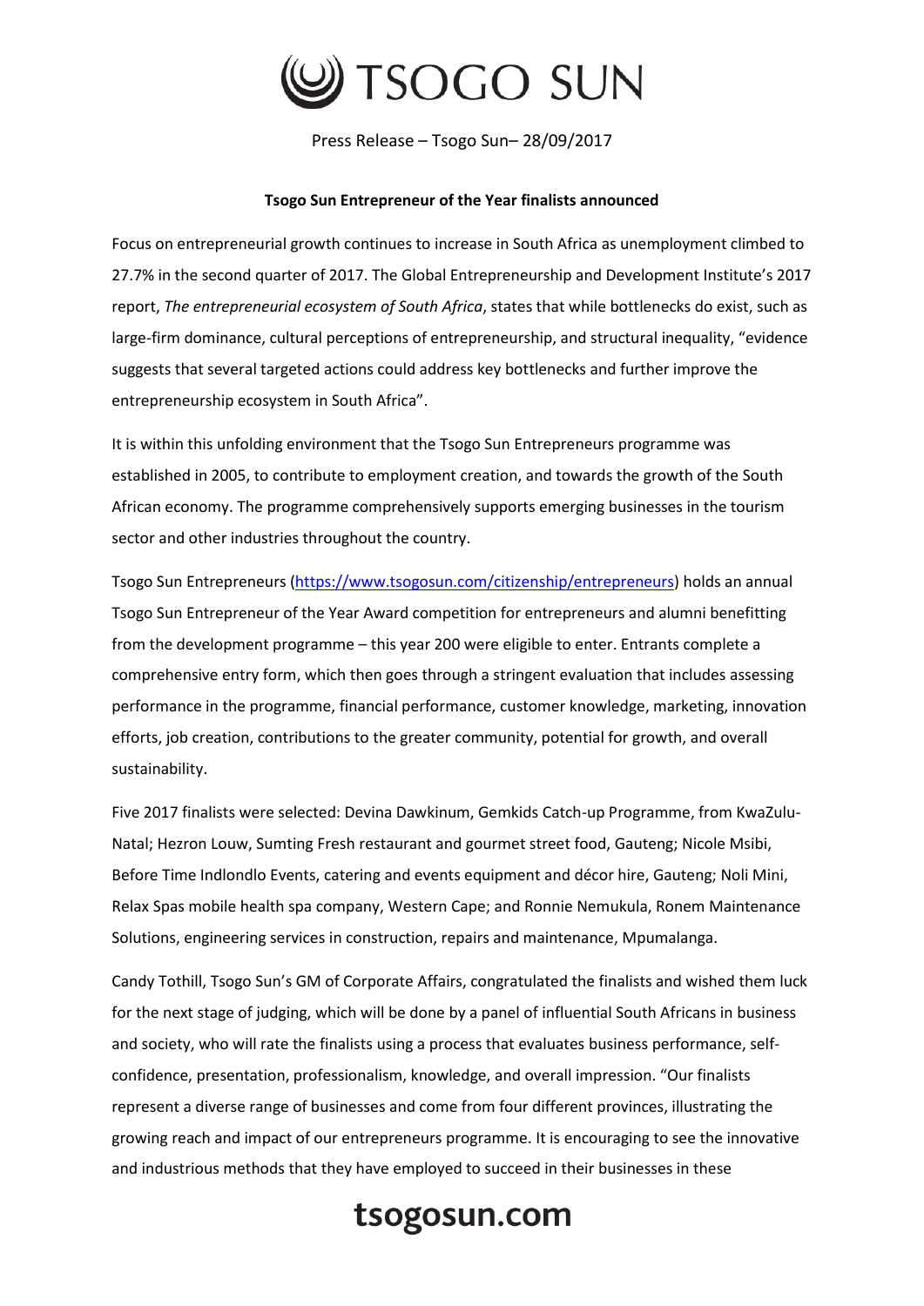TSOGO SUN

Press Release – Tsogo Sun– 28/09/2017

**Tsogo Sun Entrepreneur of the Year finalists announced**

Focus on entrepreneurial growth continues to increase in South Africa as unemployment climbed to 27.7% in the second quarter of 2017. The Global Entrepreneurship and Development Institute's 2017 report, *The entrepreneurial ecosystem of South Africa*, states that while bottlenecks do exist, such as large-firm dominance, cultural perceptions of entrepreneurship, and structural inequality, "evidence suggests that several targeted actions could address key bottlenecks and further improve the entrepreneurship ecosystem in South Africa".

It is within this unfolding environment that the Tsogo Sun Entrepreneurs programme was established in 2005, to contribute to employment creation, and towards the growth of the South African economy. The programme comprehensively supports emerging businesses in the tourism sector and other industries throughout the country.

Tsogo Sun Entrepreneurs (https://www.tsogosun.com/citizenship/entrepreneurs) holds an annual Tsogo Sun Entrepreneur of the Year Award competition for entrepreneurs and alumni benefitting from the development programme – this year 200 were eligible to enter. Entrants complete a comprehensive entry form, which then goes through a stringent evaluation that includes assessing performance in the programme, financial performance, customer knowledge, marketing, innovation efforts, job creation, contributions to the greater community, potential for growth, and overall sustainability.

Five 2017 finalists were selected: Devina Dawkinum, Gemkids Catch-up Programme, from KwaZulu-Natal; Hezron Louw, Sumting Fresh restaurant and gourmet street food, Gauteng; Nicole Msibi, Before Time Indlondlo Events, catering and events equipment and décor hire, Gauteng; Noli Mini, Relax Spas mobile health spa company, Western Cape; and Ronnie Nemukula, Ronem Maintenance Solutions, engineering services in construction, repairs and maintenance, Mpumalanga.

Candy Tothill, Tsogo Sun's GM of Corporate Affairs, congratulated the finalists and wished them luck for the next stage of judging, which will be done by a panel of influential South Africans in business and society, who will rate the finalists using a process that evaluates business performance, self-confidence, presentation, professionalism, knowledge, and overall impression. "Our finalists represent a diverse range of businesses and come from four different provinces, illustrating the growing reach and impact of our entrepreneurs programme. It is encouraging to see the innovative and industrious methods that they have employed to succeed in their businesses in these

tsogosun.com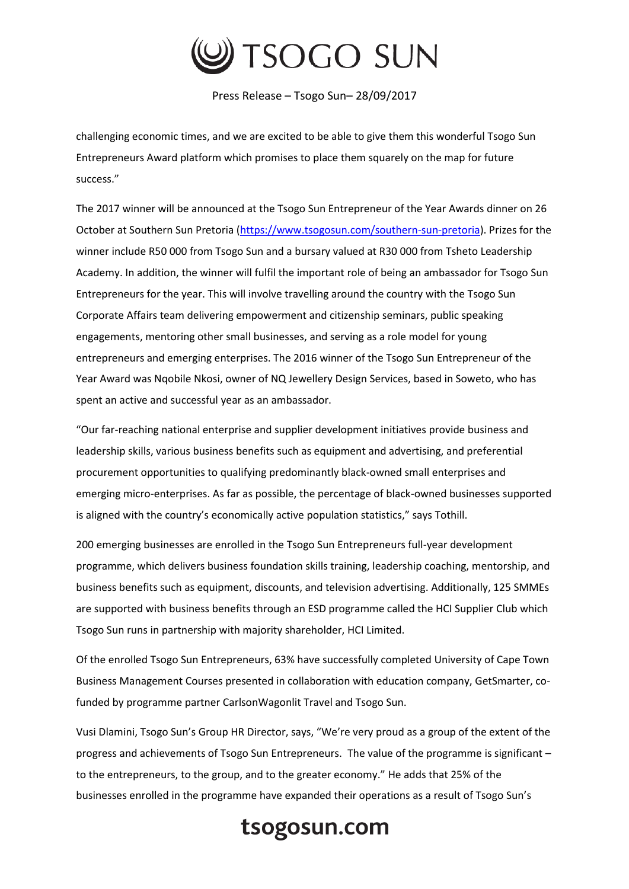challenging economic times, and we are excited to be able to give them this wonderful Tsogo Sun Entrepreneurs Award platform which promises to place them squarely on the map for future success."

The 2017 winner will be announced at the Tsogo Sun Entrepreneur of the Year Awards dinner on 26 October at Southern Sun Pretoria (https://www.tsogosun.com/southern-sun-pretoria). Prizes for the winner include R50 000 from Tsogo Sun and a bursary valued at R30 000 from Tsheto Leadership Academy. In addition, the winner will fulfil the important role of being an ambassador for Tsogo Sun Entrepreneurs for the year. This will involve travelling around the country with the Tsogo Sun Corporate Affairs team delivering empowerment and citizenship seminars, public speaking engagements, mentoring other small businesses, and serving as a role model for young entrepreneurs and emerging enterprises. The 2016 winner of the Tsogo Sun Entrepreneur of the Year Award was Nqobile Nkosi, owner of NQ Jewellery Design Services, based in Soweto, who has spent an active and successful year as an ambassador.

"Our far-reaching national enterprise and supplier development initiatives provide business and leadership skills, various business benefits such as equipment and advertising, and preferential procurement opportunities to qualifying predominantly black-owned small enterprises and emerging micro-enterprises. As far as possible, the percentage of black-owned businesses supported is aligned with the country's economically active population statistics," says Tothill.

200 emerging businesses are enrolled in the Tsogo Sun Entrepreneurs full-year development programme, which delivers business foundation skills training, leadership coaching, mentorship, and business benefits such as equipment, discounts, and television advertising. Additionally, 125 SMMEs are supported with business benefits through an ESD programme called the HCI Supplier Club which Tsogo Sun runs in partnership with majority shareholder, HCI Limited.

Of the enrolled Tsogo Sun Entrepreneurs, 63% have successfully completed University of Cape Town Business Management Courses presented in collaboration with education company, GetSmarter, co-funded by programme partner CarlsonWagonlit Travel and Tsogo Sun.

Vusi Dlamini, Tsogo Sun's Group HR Director, says, "We're very proud as a group of the extent of the progress and achievements of Tsogo Sun Entrepreneurs. The value of the programme is significant – to the entrepreneurs, to the group, and to the greater economy." He adds that 25% of the businesses enrolled in the programme have expanded their operations as a result of Tsogo Sun's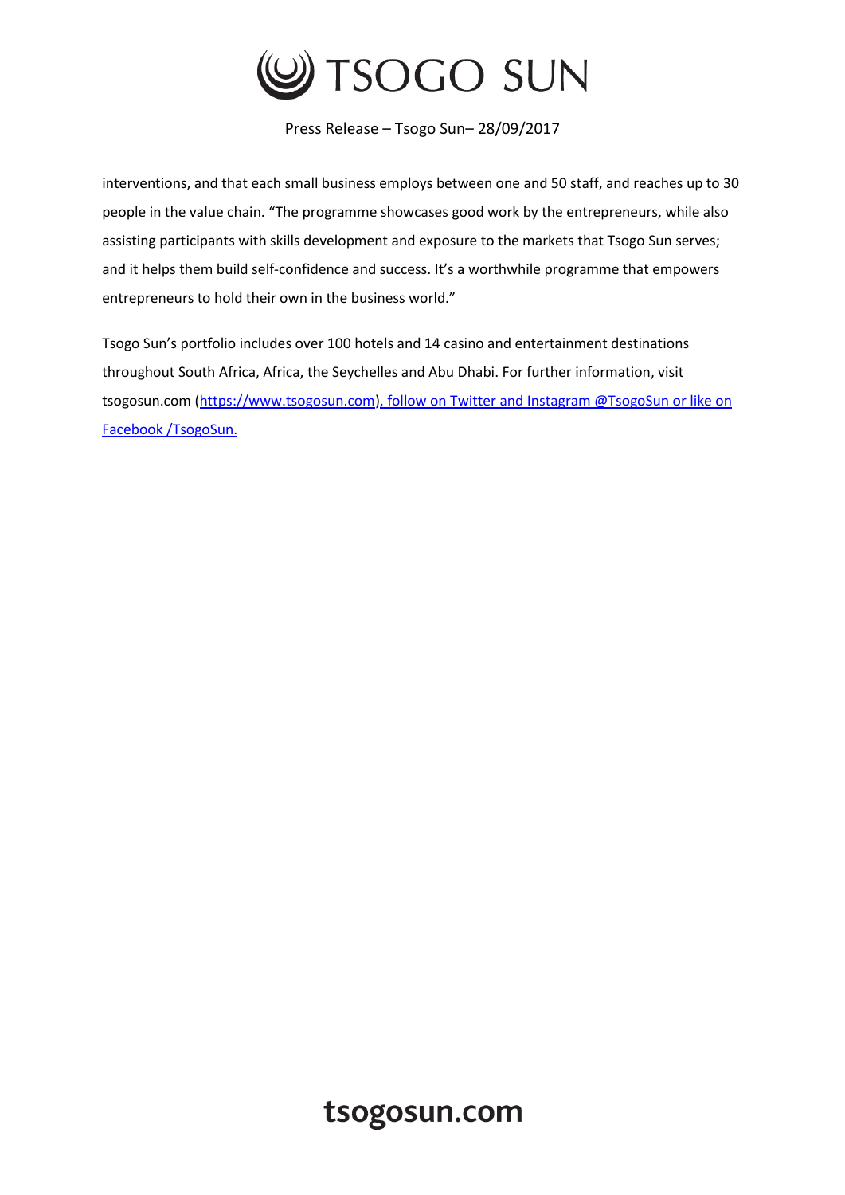interventions, and that each small business employs between one and 50 staff, and reaches up to 30 people in the value chain. "The programme showcases good work by the entrepreneurs, while also assisting participants with skills development and exposure to the markets that Tsogo Sun serves; and it helps them build self-confidence and success. It's a worthwhile programme that empowers entrepreneurs to hold their own in the business world."

Tsogo Sun's portfolio includes over 100 hotels and 14 casino and entertainment destinations throughout South Africa, Africa, the Seychelles and Abu Dhabi. For further information, visit tsogosun.com (https://www.tsogosun.com), follow on Twitter and Instagram @TsogoSun or like on Facebook /TsogoSun.